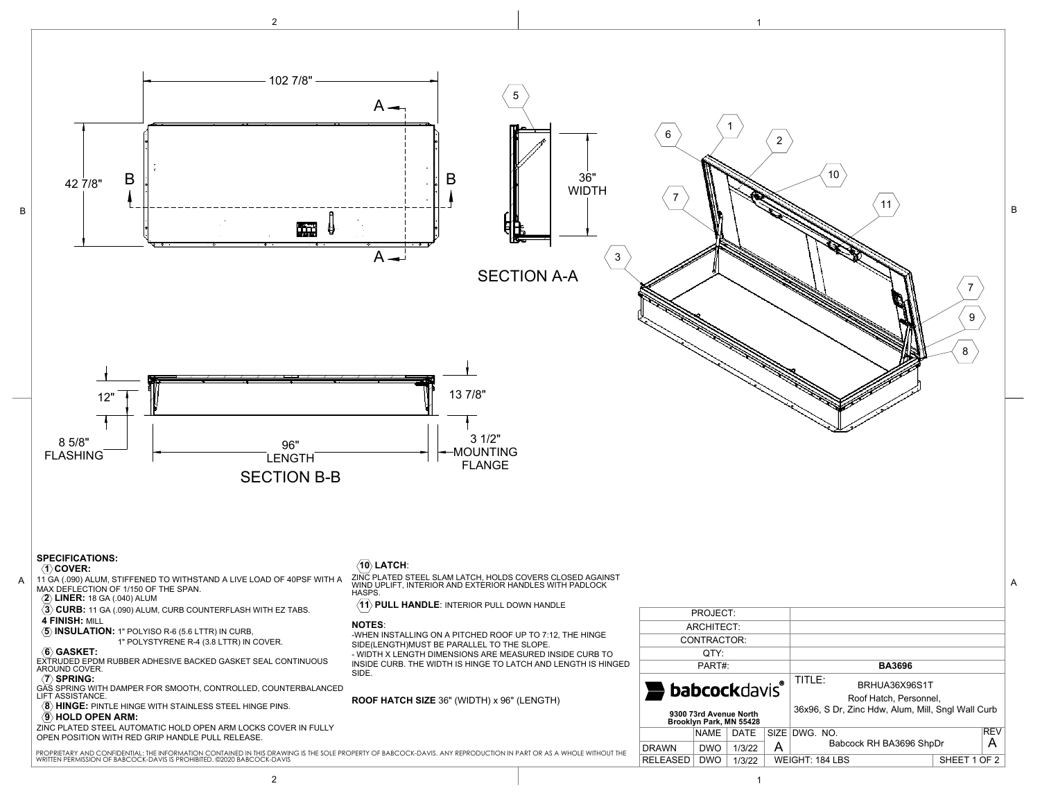SECTION A-A

SECTION B-B

102 7/8"

42 7/8"

36" WIDTH

12"

13 7/8"

8 5/8" FLASHING

96" LENGTH

3 1/2" MOUNTING FLANGE

## SPECIFICATIONS:

**1 COVER:**
11 GA (.090) ALUM, STIFFENED TO WITHSTAND A LIVE LOAD OF 40PSF WITH A MAX DEFLECTION OF 1/150 OF THE SPAN.

**2 LINER:** 18 GA (.040) ALUM

**3 CURB:** 11 GA (.090) ALUM, CURB COUNTERFLASH WITH EZ TABS.

**4 FINISH:** MILL

**5 INSULATION:** 1" POLYISO R-6 (5.6 LTTR) IN CURB,
1" POLYSTYRENE R-4 (3.8 LTTR) IN COVER.

**6 GASKET:**
EXTRUDED EPDM RUBBER ADHESIVE BACKED GASKET SEAL CONTINUOUS AROUND COVER.

**7 SPRING:**
GAS SPRING WITH DAMPER FOR SMOOTH, CONTROLLED, COUNTERBALANCED LIFT ASSISTANCE.

**8 HINGE:** PINTLE HINGE WITH STAINLESS STEEL HINGE PINS.

**9 HOLD OPEN ARM:**
ZINC PLATED STEEL AUTOMATIC HOLD OPEN ARM LOCKS COVER IN FULLY OPEN POSITION WITH RED GRIP HANDLE PULL RELEASE.

**10 LATCH:**
ZINC PLATED STEEL SLAM LATCH, HOLDS COVERS CLOSED AGAINST WIND UPLIFT, INTERIOR AND EXTERIOR HANDLES WITH PADLOCK HASPS.

**11 PULL HANDLE:** INTERIOR PULL DOWN HANDLE

**NOTES:**
-WHEN INSTALLING ON A PITCHED ROOF UP TO 7:12, THE HINGE SIDE(LENGTH)MUST BE PARALLEL TO THE SLOPE.
- WIDTH X LENGTH DIMENSIONS ARE MEASURED INSIDE CURB TO INSIDE CURB. THE WIDTH IS HINGE TO LATCH AND LENGTH IS HINGED SIDE.

**ROOF HATCH SIZE** 36" (WIDTH) x 96" (LENGTH)

PROPRIETARY AND CONFIDENTIAL: THE INFORMATION CONTAINED IN THIS DRAWING IS THE SOLE PROPERTY OF BABCOCK-DAVIS. ANY REPRODUCTION IN PART OR AS A WHOLE WITHOUT THE WRITTEN PERMISSION OF BABCOCK-DAVIS IS PROHIBITED. ©2020 BABCOCK-DAVIS

| PROJECT: | | | | |
|---|---|---|---|---|
| ARCHITECT: | | | | |
| CONTRACTOR: | | | | |
| QTY: | | | | |
| PART#: | | | | BA3696 |
| **babcockdavis®** 9300 73rd Avenue North Brooklyn Park, MN 55428 | | | | TITLE: BRHUA36X96S1T Roof Hatch, Personnel, 36x96, S Dr, Zinc Hdw, Alum, Mill, Sngl Wall Curb |
| | NAME | DATE | SIZE | DWG. NO. Babcock RH BA3696 ShpDr — REV A |
| DRAWN | DWO | 1/3/22 | A | |
| RELEASED | DWO | 1/3/22 | | WEIGHT: 184 LBS — SHEET 1 OF 2 |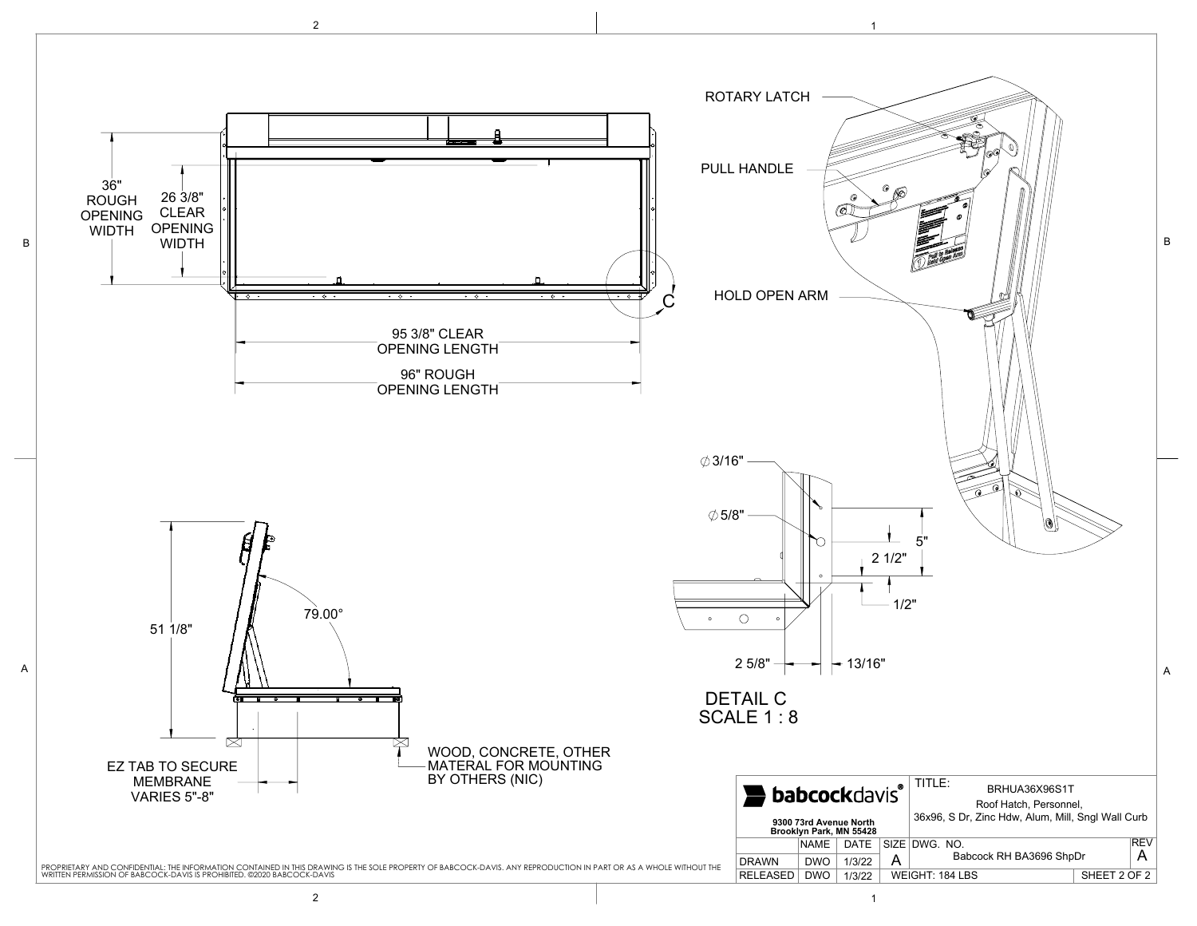36" ROUGH OPENING WIDTH

26 3/8" CLEAR OPENING WIDTH

95 3/8" CLEAR OPENING LENGTH

96" ROUGH OPENING LENGTH

C

ROTARY LATCH

PULL HANDLE

HOLD OPEN ARM

51 1/8"

79.00°

EZ TAB TO SECURE MEMBRANE VARIES 5"-8"

WOOD, CONCRETE, OTHER MATERAL FOR MOUNTING BY OTHERS (NIC)

∅3/16"

∅5/8"

5"

2 1/2"

1/2"

2 5/8"

13/16"

DETAIL C
SCALE 1 : 8

**babcockdavis**®

9300 73rd Avenue North
Brooklyn Park, MN 55428

| | | | | | |
|---|---|---|---|---|---|
| TITLE: | BRHUA36X96S1T Roof Hatch, Personnel, 36x96, S Dr, Zinc Hdw, Alum, Mill, Sngl Wall Curb | | | | |
| | NAME | DATE | SIZE | DWG. NO. Babcock RH BA3696 ShpDr | REV |
| DRAWN | DWO | 1/3/22 | A | | A |
| RELEASED | DWO | 1/3/22 | WEIGHT: 184 LBS | | SHEET 2 OF 2 |

PROPRIETARY AND CONFIDENTIAL: THE INFORMATION CONTAINED IN THIS DRAWING IS THE SOLE PROPERTY OF BABCOCK-DAVIS. ANY REPRODUCTION IN PART OR AS A WHOLE WITHOUT THE WRITTEN PERMISSION OF BABCOCK-DAVIS IS PROHIBITED. ©2020 BABCOCK-DAVIS